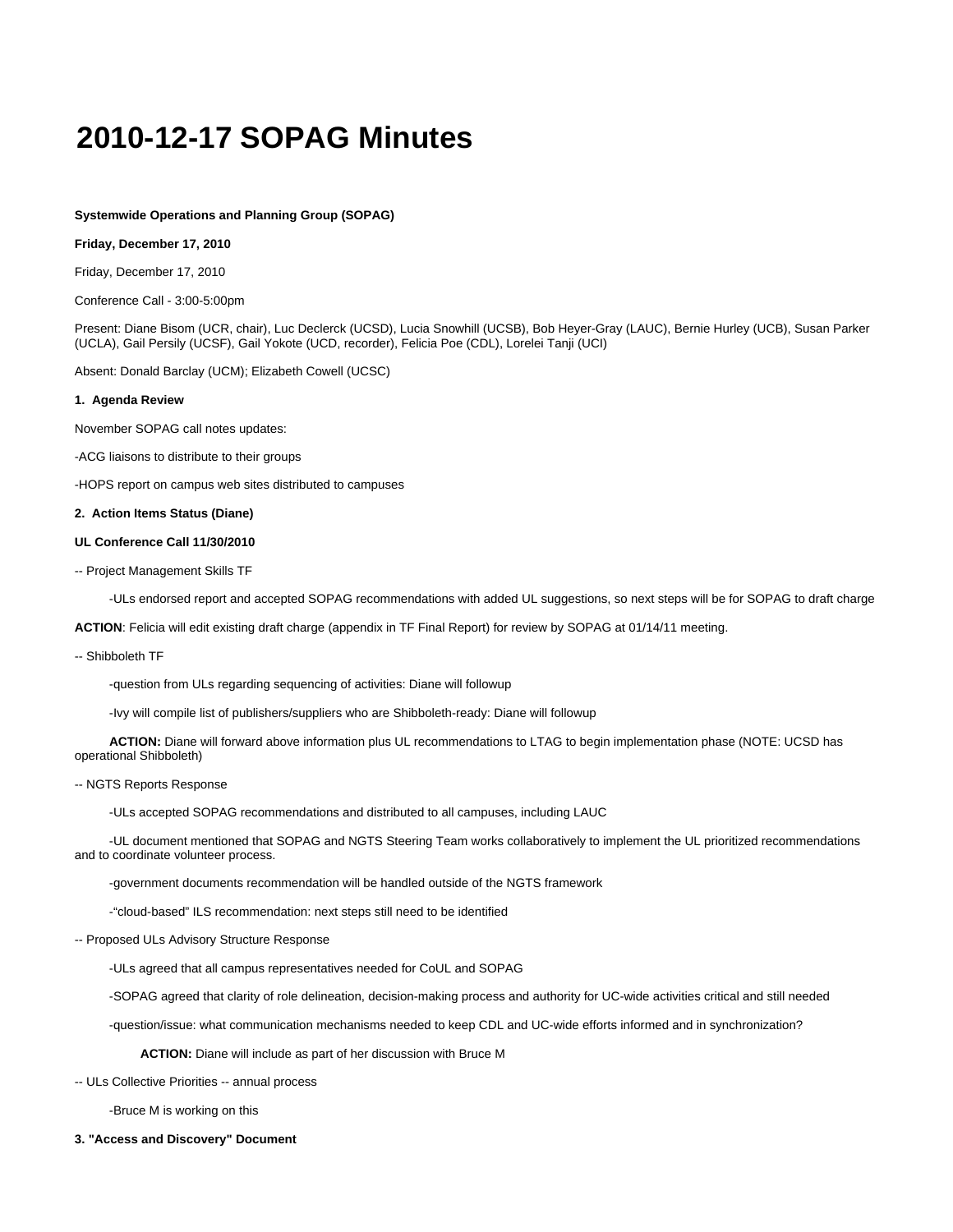# 2010-12-17 SOPAG Minutes

**Systemwide Operations and Planning Group (SOPAG)**

**Friday, December 17, 2010**

Friday, December 17, 2010

Conference Call - 3:00-5:00pm

Present: Diane Bisom (UCR, chair), Luc Declerck (UCSD), Lucia Snowhill (UCSB), Bob Heyer-Gray (LAUC), Bernie Hurley (UCB), Susan Parker (UCLA), Gail Persily (UCSF), Gail Yokote (UCD, recorder), Felicia Poe (CDL), Lorelei Tanji (UCI)

Absent: Donald Barclay (UCM); Elizabeth Cowell (UCSC)

**1. Agenda Review**

November SOPAG call notes updates:

-ACG liaisons to distribute to their groups

-HOPS report on campus web sites distributed to campuses

**2. Action Items Status (Diane)**

**UL Conference Call 11/30/2010**

-- Project Management Skills TF

-ULs endorsed report and accepted SOPAG recommendations with added UL suggestions, so next steps will be for SOPAG to draft charge

**ACTION**: Felicia will edit existing draft charge (appendix in TF Final Report) for review by SOPAG at 01/14/11 meeting.

-- Shibboleth TF

-question from ULs regarding sequencing of activities: Diane will followup

-Ivy will compile list of publishers/suppliers who are Shibboleth-ready: Diane will followup

**ACTION:** Diane will forward above information plus UL recommendations to LTAG to begin implementation phase (NOTE: UCSD has operational Shibboleth)

-- NGTS Reports Response

-ULs accepted SOPAG recommendations and distributed to all campuses, including LAUC

-UL document mentioned that SOPAG and NGTS Steering Team works collaboratively to implement the UL prioritized recommendations and to coordinate volunteer process.

-government documents recommendation will be handled outside of the NGTS framework

-"cloud-based" ILS recommendation: next steps still need to be identified

-- Proposed ULs Advisory Structure Response

-ULs agreed that all campus representatives needed for CoUL and SOPAG

-SOPAG agreed that clarity of role delineation, decision-making process and authority for UC-wide activities critical and still needed

-question/issue: what communication mechanisms needed to keep CDL and UC-wide efforts informed and in synchronization?

**ACTION:** Diane will include as part of her discussion with Bruce M

-- ULs Collective Priorities -- annual process

-Bruce M is working on this

**3. "Access and Discovery" Document**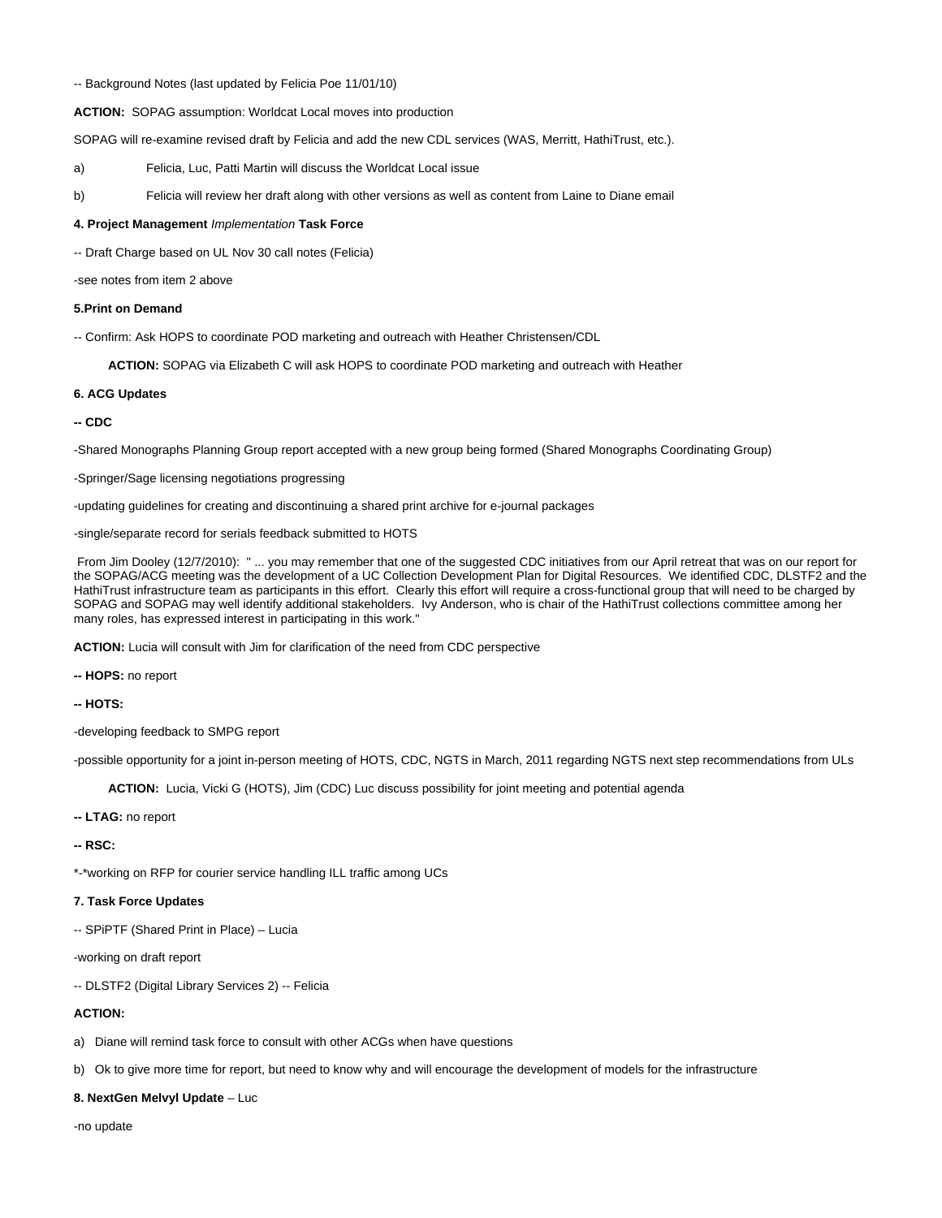-- Background Notes (last updated by Felicia Poe 11/01/10)

**ACTION:** SOPAG assumption: Worldcat Local moves into production

SOPAG will re-examine revised draft by Felicia and add the new CDL services (WAS, Merritt, HathiTrust, etc.).

a) Felicia, Luc, Patti Martin will discuss the Worldcat Local issue

b) Felicia will review her draft along with other versions as well as content from Laine to Diane email

**4. Project Management** ***Implementation*** **Task Force**

-- Draft Charge based on UL Nov 30 call notes (Felicia)

-see notes from item 2 above

**5.Print on Demand**

-- Confirm: Ask HOPS to coordinate POD marketing and outreach with Heather Christensen/CDL

**ACTION:** SOPAG via Elizabeth C will ask HOPS to coordinate POD marketing and outreach with Heather

**6. ACG Updates**

**-- CDC**

-Shared Monographs Planning Group report accepted with a new group being formed (Shared Monographs Coordinating Group)

-Springer/Sage licensing negotiations progressing

-updating guidelines for creating and discontinuing a shared print archive for e-journal packages

-single/separate record for serials feedback submitted to HOTS

From Jim Dooley (12/7/2010): " ... you may remember that one of the suggested CDC initiatives from our April retreat that was on our report for the SOPAG/ACG meeting was the development of a UC Collection Development Plan for Digital Resources. We identified CDC, DLSTF2 and the HathiTrust infrastructure team as participants in this effort. Clearly this effort will require a cross-functional group that will need to be charged by SOPAG and SOPAG may well identify additional stakeholders. Ivy Anderson, who is chair of the HathiTrust collections committee among her many roles, has expressed interest in participating in this work."

**ACTION:** Lucia will consult with Jim for clarification of the need from CDC perspective

**-- HOPS:** no report

**-- HOTS:**

-developing feedback to SMPG report

-possible opportunity for a joint in-person meeting of HOTS, CDC, NGTS in March, 2011 regarding NGTS next step recommendations from ULs

**ACTION:** Lucia, Vicki G (HOTS), Jim (CDC) Luc discuss possibility for joint meeting and potential agenda

**-- LTAG:** no report

**-- RSC:**

*-*working on RFP for courier service handling ILL traffic among UCs

**7. Task Force Updates**

-- SPiPTF (Shared Print in Place) – Lucia

-working on draft report

-- DLSTF2 (Digital Library Services 2) -- Felicia

**ACTION:**

a) Diane will remind task force to consult with other ACGs when have questions

b) Ok to give more time for report, but need to know why and will encourage the development of models for the infrastructure

**8. NextGen Melvyl Update** – Luc

-no update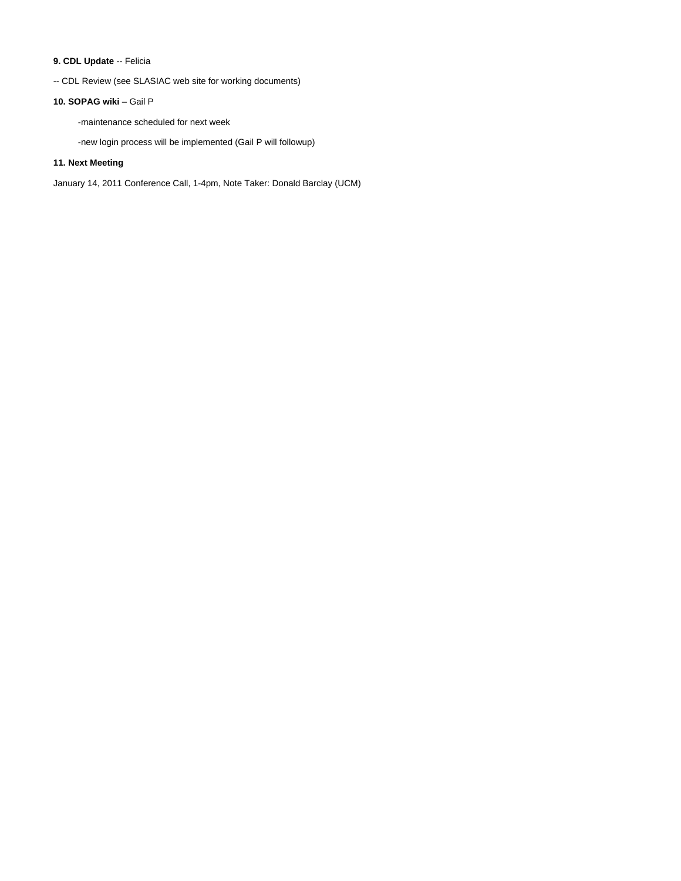**9. CDL Update** -- Felicia

-- CDL Review (see SLASIAC web site for working documents)

**10. SOPAG wiki** – Gail P

-maintenance scheduled for next week

-new login process will be implemented (Gail P will followup)

**11. Next Meeting**

January 14, 2011 Conference Call, 1-4pm, Note Taker: Donald Barclay (UCM)